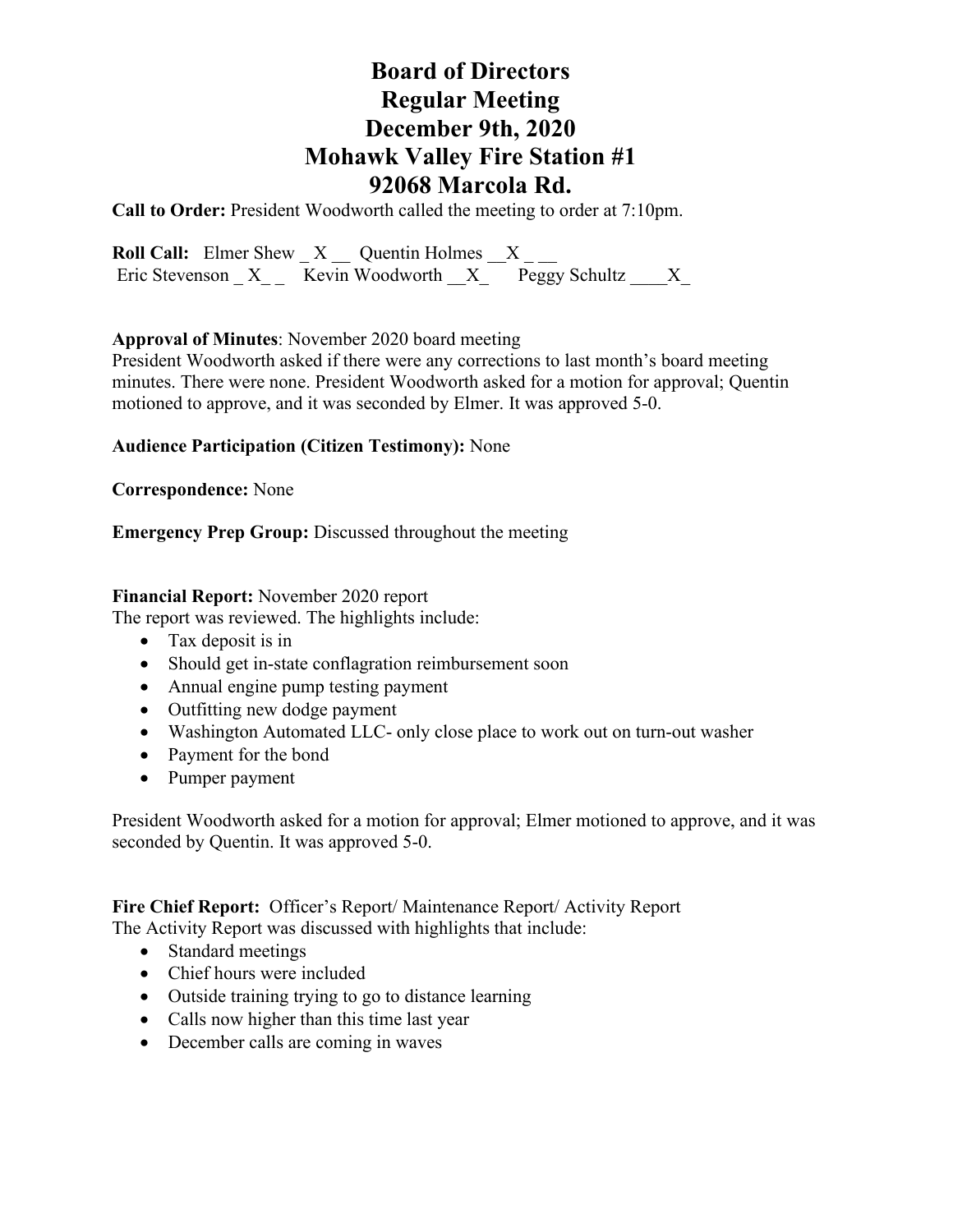# Board of Directors
# Regular Meeting
# December 9th, 2020
# Mohawk Valley Fire Station #1
# 92068 Marcola Rd.

**Call to Order:** President Woodworth called the meeting to order at 7:10pm.

**Roll Call:** Elmer Shew _ X __ Quentin Holmes __X _ __
Eric Stevenson _ X_ _ Kevin Woodworth __X_ Peggy Schultz ____X_

**Approval of Minutes**: November 2020 board meeting
President Woodworth asked if there were any corrections to last month's board meeting minutes. There were none. President Woodworth asked for a motion for approval; Quentin motioned to approve, and it was seconded by Elmer. It was approved 5-0.

**Audience Participation (Citizen Testimony):** None

**Correspondence:** None

**Emergency Prep Group:** Discussed throughout the meeting

**Financial Report:** November 2020 report
The report was reviewed. The highlights include:

- Tax deposit is in
- Should get in-state conflagration reimbursement soon
- Annual engine pump testing payment
- Outfitting new dodge payment
- Washington Automated LLC- only close place to work out on turn-out washer
- Payment for the bond
- Pumper payment

President Woodworth asked for a motion for approval; Elmer motioned to approve, and it was seconded by Quentin. It was approved 5-0.

**Fire Chief Report:** Officer's Report/ Maintenance Report/ Activity Report
The Activity Report was discussed with highlights that include:

- Standard meetings
- Chief hours were included
- Outside training trying to go to distance learning
- Calls now higher than this time last year
- December calls are coming in waves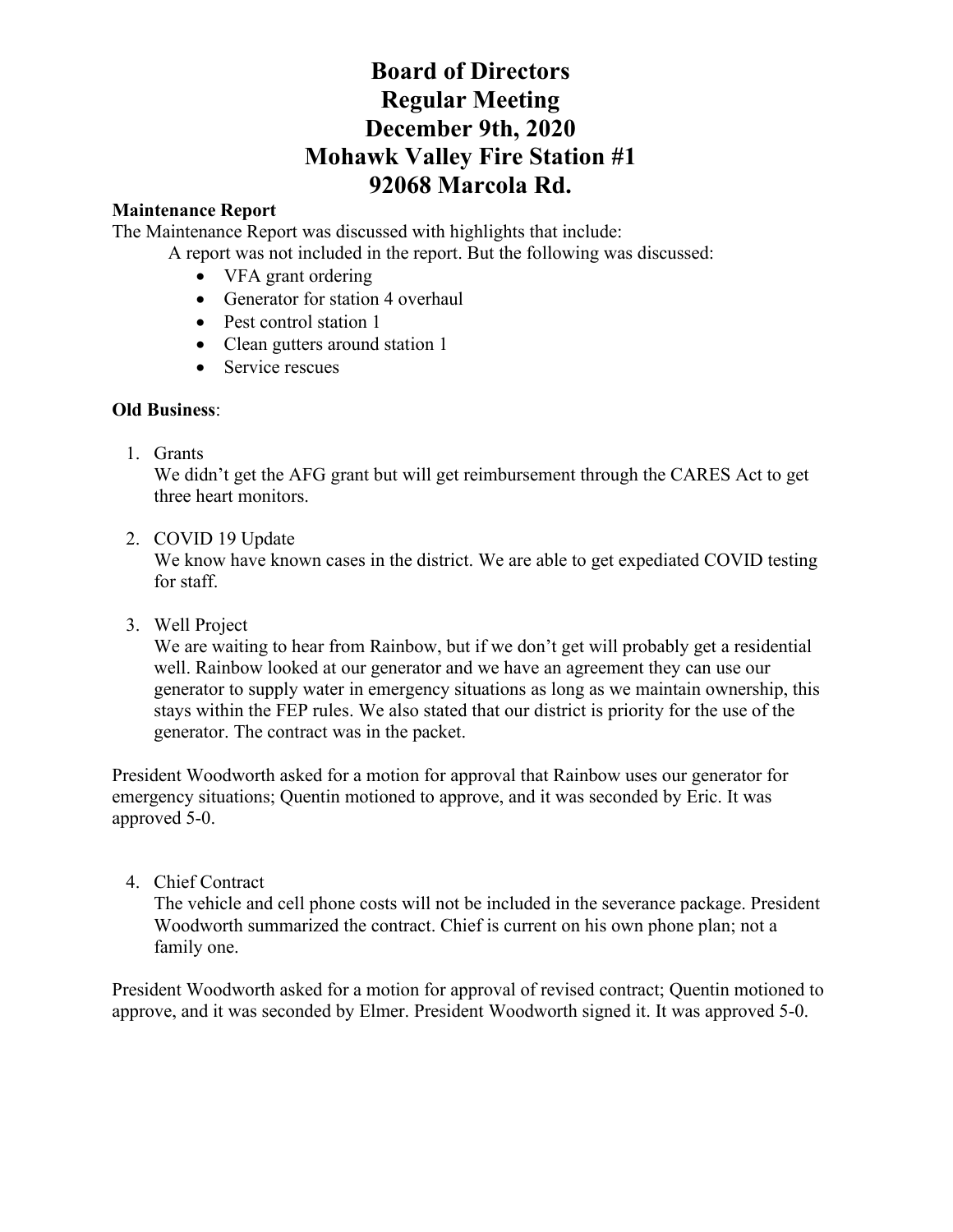# Board of Directors
# Regular Meeting
# December 9th, 2020
# Mohawk Valley Fire Station #1
# 92068 Marcola Rd.

**Maintenance Report**

The Maintenance Report was discussed with highlights that include:

A report was not included in the report. But the following was discussed:

- VFA grant ordering
- Generator for station 4 overhaul
- Pest control station 1
- Clean gutters around station 1
- Service rescues

**Old Business**:

1. Grants
   We didn't get the AFG grant but will get reimbursement through the CARES Act to get three heart monitors.

2. COVID 19 Update
   We know have known cases in the district. We are able to get expediated COVID testing for staff.

3. Well Project
   We are waiting to hear from Rainbow, but if we don't get will probably get a residential well. Rainbow looked at our generator and we have an agreement they can use our generator to supply water in emergency situations as long as we maintain ownership, this stays within the FEP rules. We also stated that our district is priority for the use of the generator. The contract was in the packet.

President Woodworth asked for a motion for approval that Rainbow uses our generator for emergency situations; Quentin motioned to approve, and it was seconded by Eric. It was approved 5-0.

4. Chief Contract
   The vehicle and cell phone costs will not be included in the severance package. President Woodworth summarized the contract. Chief is current on his own phone plan; not a family one.

President Woodworth asked for a motion for approval of revised contract; Quentin motioned to approve, and it was seconded by Elmer. President Woodworth signed it. It was approved 5-0.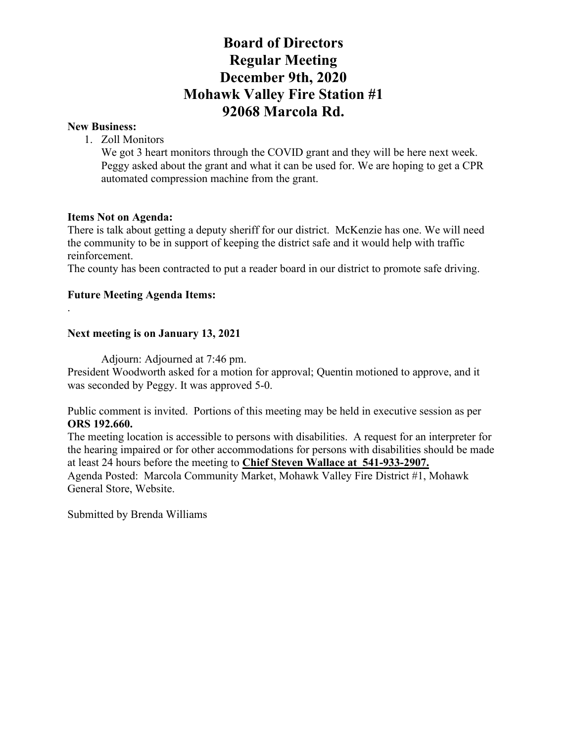# Board of Directors
# Regular Meeting
# December 9th, 2020
# Mohawk Valley Fire Station #1
# 92068 Marcola Rd.

**New Business:**

1. Zoll Monitors
   We got 3 heart monitors through the COVID grant and they will be here next week. Peggy asked about the grant and what it can be used for. We are hoping to get a CPR automated compression machine from the grant.

**Items Not on Agenda:**

There is talk about getting a deputy sheriff for our district. McKenzie has one. We will need the community to be in support of keeping the district safe and it would help with traffic reinforcement.
The county has been contracted to put a reader board in our district to promote safe driving.

**Future Meeting Agenda Items:**

.

**Next meeting is on January 13, 2021**

Adjourn: Adjourned at 7:46 pm.
President Woodworth asked for a motion for approval; Quentin motioned to approve, and it was seconded by Peggy. It was approved 5-0.

Public comment is invited. Portions of this meeting may be held in executive session as per **ORS 192.660.**
The meeting location is accessible to persons with disabilities. A request for an interpreter for the hearing impaired or for other accommodations for persons with disabilities should be made at least 24 hours before the meeting to **Chief Steven Wallace at 541-933-2907.**
Agenda Posted: Marcola Community Market, Mohawk Valley Fire District #1, Mohawk General Store, Website.

Submitted by Brenda Williams